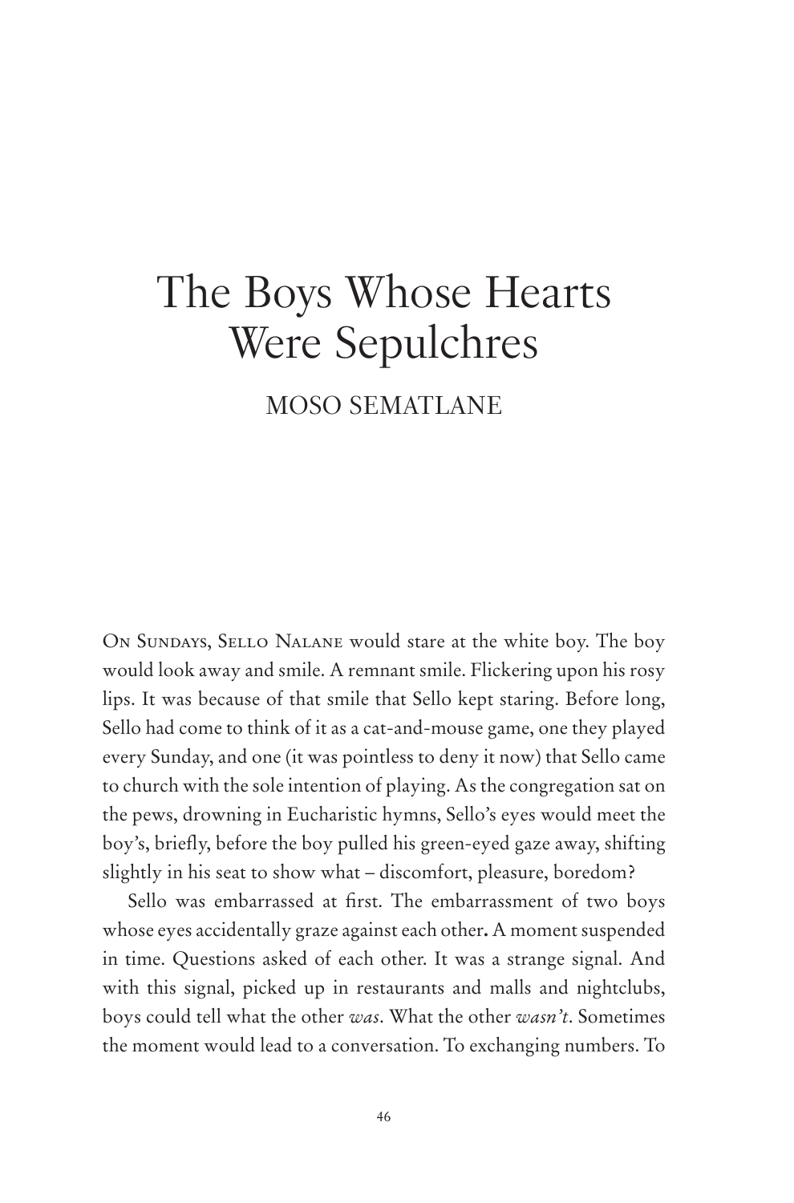# The Boys Whose Hearts Were Sepulchres

## MOSO SEMATLANE

On Sundays, Sello Nalane would stare at the white boy. The boy would look away and smile. A remnant smile. Flickering upon his rosy lips. It was because of that smile that Sello kept staring. Before long, Sello had come to think of it as a cat-and-mouse game, one they played every Sunday, and one (it was pointless to deny it now) that Sello came to church with the sole intention of playing. As the congregation sat on the pews, drowning in Eucharistic hymns, Sello's eyes would meet the boy's, briefly, before the boy pulled his green-eyed gaze away, shifting slightly in his seat to show what – discomfort, pleasure, boredom?

Sello was embarrassed at first. The embarrassment of two boys whose eyes accidentally graze against each other**.** A moment suspended in time. Questions asked of each other. It was a strange signal. And with this signal, picked up in restaurants and malls and nightclubs, boys could tell what the other *was*. What the other *wasn't*. Sometimes the moment would lead to a conversation. To exchanging numbers. To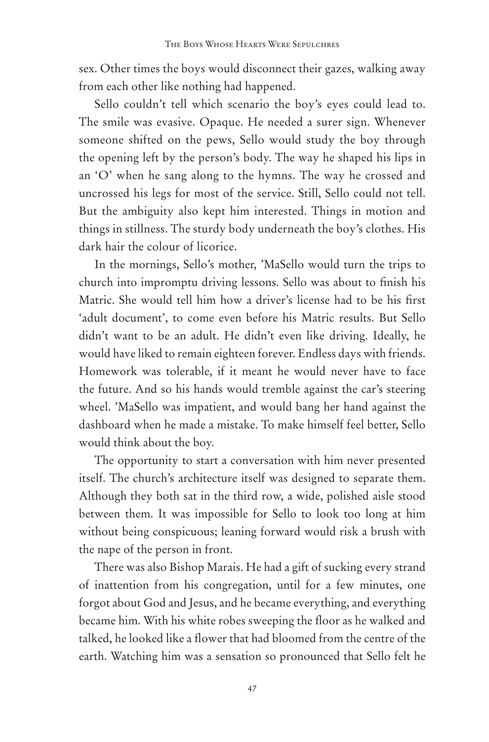sex. Other times the boys would disconnect their gazes, walking away from each other like nothing had happened.

Sello couldn't tell which scenario the boy's eyes could lead to. The smile was evasive. Opaque. He needed a surer sign. Whenever someone shifted on the pews, Sello would study the boy through the opening left by the person's body. The way he shaped his lips in an 'O' when he sang along to the hymns. The way he crossed and uncrossed his legs for most of the service. Still, Sello could not tell. But the ambiguity also kept him interested. Things in motion and things in stillness. The sturdy body underneath the boy's clothes. His dark hair the colour of licorice.

In the mornings, Sello's mother, 'MaSello would turn the trips to church into impromptu driving lessons. Sello was about to finish his Matric. She would tell him how a driver's license had to be his first 'adult document', to come even before his Matric results. But Sello didn't want to be an adult. He didn't even like driving. Ideally, he would have liked to remain eighteen forever. Endless days with friends. Homework was tolerable, if it meant he would never have to face the future. And so his hands would tremble against the car's steering wheel. 'MaSello was impatient, and would bang her hand against the dashboard when he made a mistake. To make himself feel better, Sello would think about the boy.

The opportunity to start a conversation with him never presented itself. The church's architecture itself was designed to separate them. Although they both sat in the third row, a wide, polished aisle stood between them. It was impossible for Sello to look too long at him without being conspicuous; leaning forward would risk a brush with the nape of the person in front.

There was also Bishop Marais. He had a gift of sucking every strand of inattention from his congregation, until for a few minutes, one forgot about God and Jesus, and he became everything, and everything became him. With his white robes sweeping the floor as he walked and talked, he looked like a flower that had bloomed from the centre of the earth. Watching him was a sensation so pronounced that Sello felt he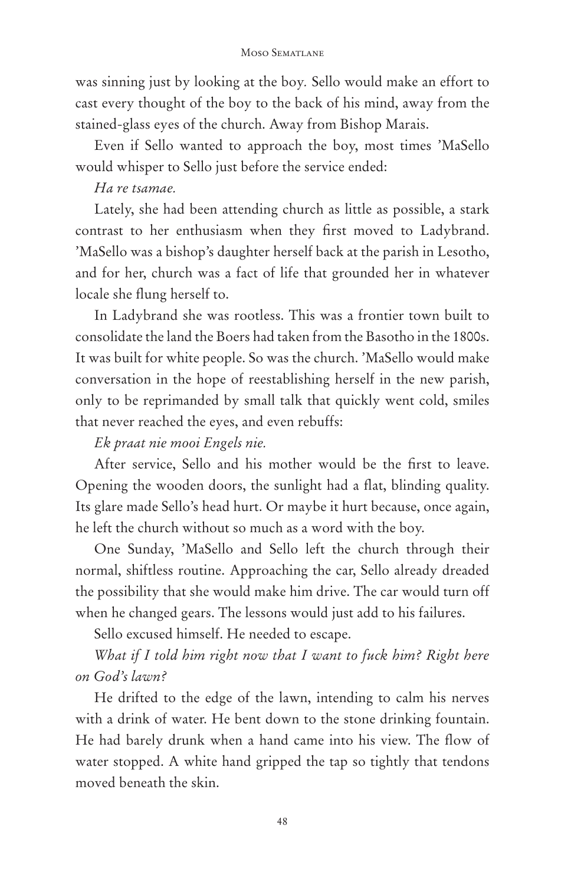was sinning just by looking at the boy. Sello would make an effort to cast every thought of the boy to the back of his mind, away from the stained-glass eyes of the church. Away from Bishop Marais.

Even if Sello wanted to approach the boy, most times 'MaSello would whisper to Sello just before the service ended:

*Ha re tsamae.*

Lately, she had been attending church as little as possible, a stark contrast to her enthusiasm when they first moved to Ladybrand. 'MaSello was a bishop's daughter herself back at the parish in Lesotho, and for her, church was a fact of life that grounded her in whatever locale she flung herself to.

In Ladybrand she was rootless. This was a frontier town built to consolidate the land the Boers had taken from the Basotho in the 1800s. It was built for white people. So was the church. 'MaSello would make conversation in the hope of reestablishing herself in the new parish, only to be reprimanded by small talk that quickly went cold, smiles that never reached the eyes, and even rebuffs:

*Ek praat nie mooi Engels nie.*

After service, Sello and his mother would be the first to leave. Opening the wooden doors, the sunlight had a flat, blinding quality. Its glare made Sello's head hurt. Or maybe it hurt because, once again, he left the church without so much as a word with the boy.

One Sunday, 'MaSello and Sello left the church through their normal, shiftless routine. Approaching the car, Sello already dreaded the possibility that she would make him drive. The car would turn off when he changed gears. The lessons would just add to his failures.

Sello excused himself. He needed to escape.

*What if I told him right now that I want to fuck him? Right here on God's lawn?*

He drifted to the edge of the lawn, intending to calm his nerves with a drink of water. He bent down to the stone drinking fountain. He had barely drunk when a hand came into his view. The flow of water stopped. A white hand gripped the tap so tightly that tendons moved beneath the skin.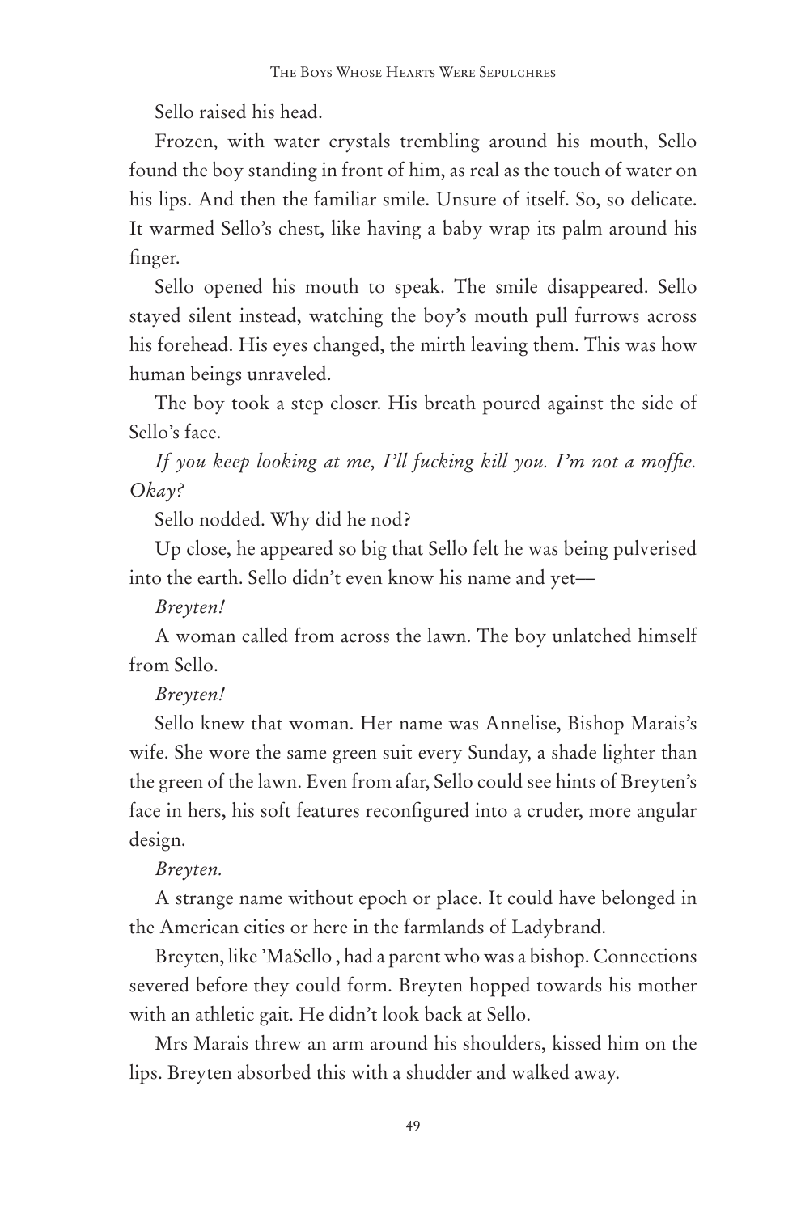Sello raised his head.

Frozen, with water crystals trembling around his mouth, Sello found the boy standing in front of him, as real as the touch of water on his lips. And then the familiar smile. Unsure of itself. So, so delicate. It warmed Sello's chest, like having a baby wrap its palm around his finger.

Sello opened his mouth to speak. The smile disappeared. Sello stayed silent instead, watching the boy's mouth pull furrows across his forehead. His eyes changed, the mirth leaving them. This was how human beings unraveled.

The boy took a step closer. His breath poured against the side of Sello's face.

*If you keep looking at me, I'll fucking kill you. I'm not a moffie. Okay?*

Sello nodded. Why did he nod?

Up close, he appeared so big that Sello felt he was being pulverised into the earth. Sello didn't even know his name and yet—

*Breyten!*

A woman called from across the lawn. The boy unlatched himself from Sello.

*Breyten!*

Sello knew that woman. Her name was Annelise, Bishop Marais's wife. She wore the same green suit every Sunday, a shade lighter than the green of the lawn. Even from afar, Sello could see hints of Breyten's face in hers, his soft features reconfigured into a cruder, more angular design.

*Breyten.*

A strange name without epoch or place. It could have belonged in the American cities or here in the farmlands of Ladybrand.

Breyten, like 'MaSello , had a parent who was a bishop. Connections severed before they could form. Breyten hopped towards his mother with an athletic gait. He didn't look back at Sello.

Mrs Marais threw an arm around his shoulders, kissed him on the lips. Breyten absorbed this with a shudder and walked away.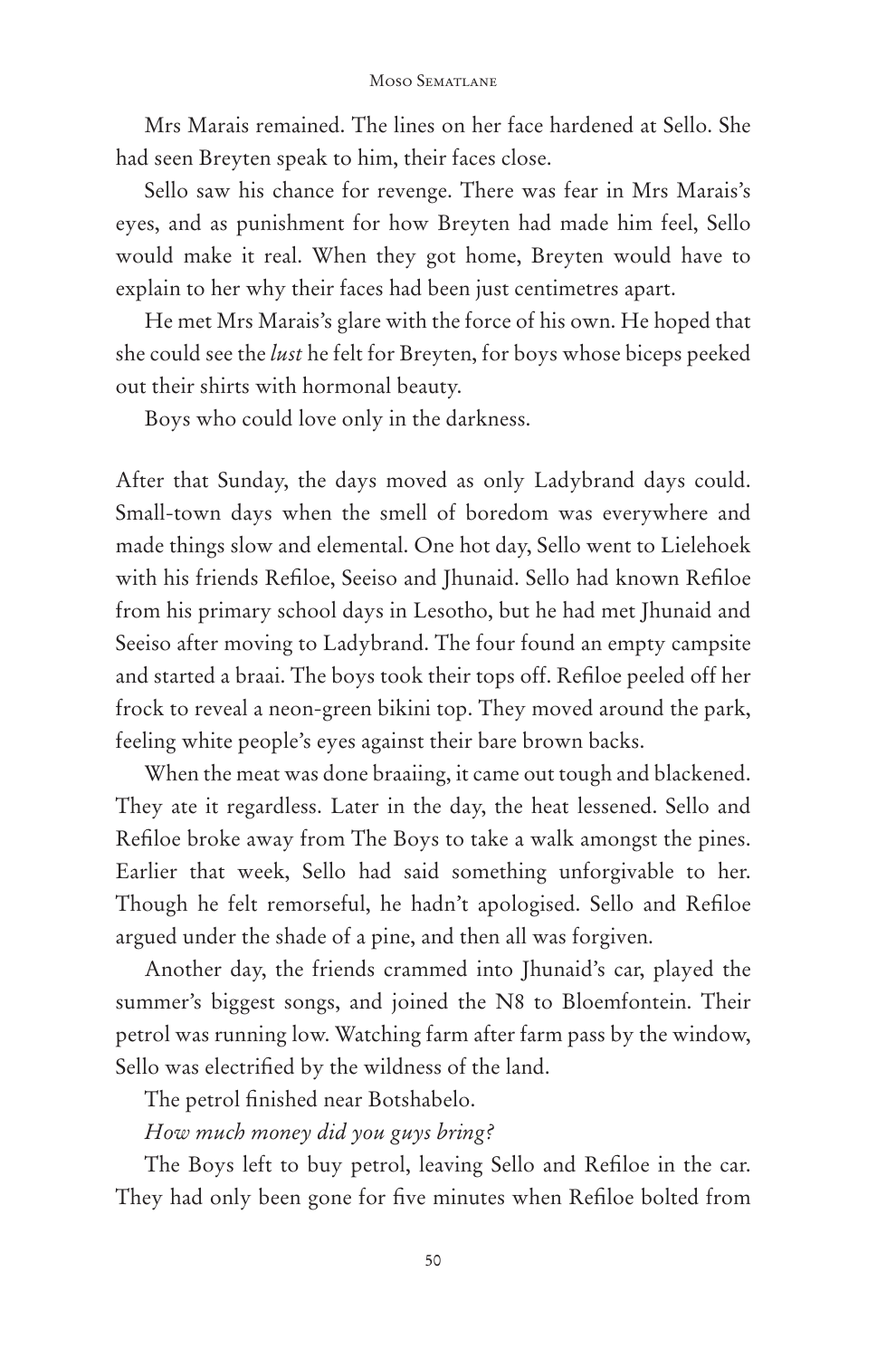Mrs Marais remained. The lines on her face hardened at Sello. She had seen Breyten speak to him, their faces close.

Sello saw his chance for revenge. There was fear in Mrs Marais's eyes, and as punishment for how Breyten had made him feel, Sello would make it real. When they got home, Breyten would have to explain to her why their faces had been just centimetres apart.

He met Mrs Marais's glare with the force of his own. He hoped that she could see the *lust* he felt for Breyten, for boys whose biceps peeked out their shirts with hormonal beauty.

Boys who could love only in the darkness.

After that Sunday, the days moved as only Ladybrand days could. Small-town days when the smell of boredom was everywhere and made things slow and elemental. One hot day, Sello went to Lielehoek with his friends Refiloe, Seeiso and Jhunaid. Sello had known Refiloe from his primary school days in Lesotho, but he had met Jhunaid and Seeiso after moving to Ladybrand. The four found an empty campsite and started a braai. The boys took their tops off. Refiloe peeled off her frock to reveal a neon-green bikini top. They moved around the park, feeling white people's eyes against their bare brown backs.

When the meat was done braaiing, it came out tough and blackened. They ate it regardless. Later in the day, the heat lessened. Sello and Refiloe broke away from The Boys to take a walk amongst the pines. Earlier that week, Sello had said something unforgivable to her. Though he felt remorseful, he hadn't apologised. Sello and Refiloe argued under the shade of a pine, and then all was forgiven.

Another day, the friends crammed into Jhunaid's car, played the summer's biggest songs, and joined the N8 to Bloemfontein. Their petrol was running low. Watching farm after farm pass by the window, Sello was electrified by the wildness of the land.

The petrol finished near Botshabelo.

*How much money did you guys bring?*

The Boys left to buy petrol, leaving Sello and Refiloe in the car. They had only been gone for five minutes when Refiloe bolted from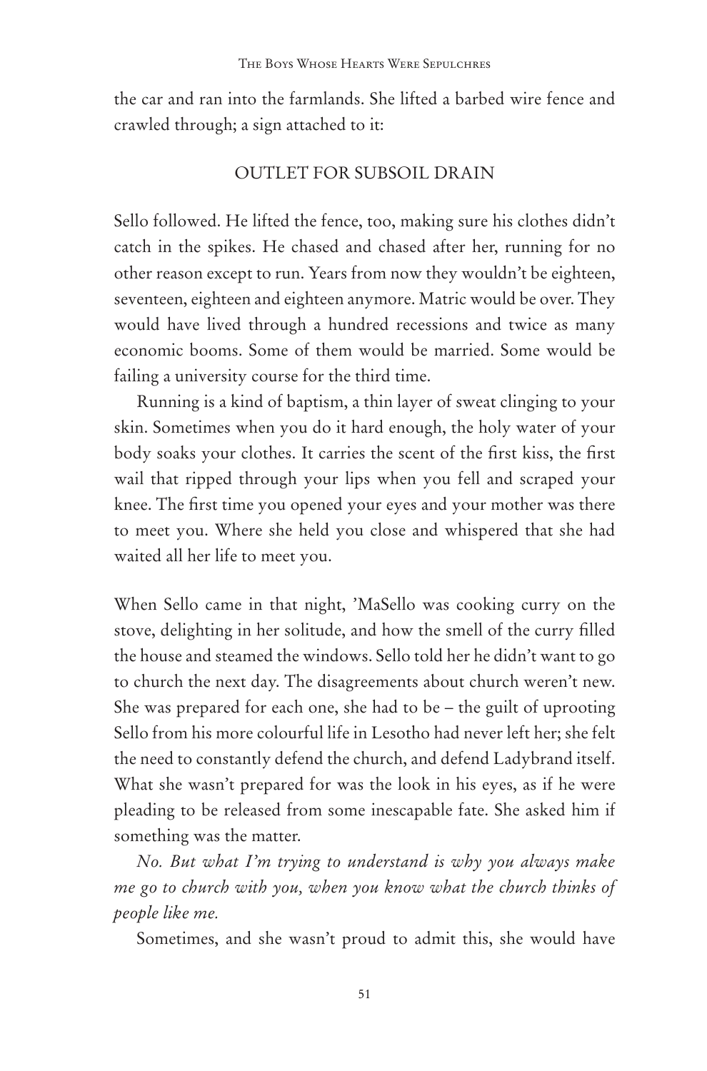the car and ran into the farmlands. She lifted a barbed wire fence and crawled through; a sign attached to it:

OUTLET FOR SUBSOIL DRAIN

Sello followed. He lifted the fence, too, making sure his clothes didn't catch in the spikes. He chased and chased after her, running for no other reason except to run. Years from now they wouldn't be eighteen, seventeen, eighteen and eighteen anymore. Matric would be over. They would have lived through a hundred recessions and twice as many economic booms. Some of them would be married. Some would be failing a university course for the third time.

Running is a kind of baptism, a thin layer of sweat clinging to your skin. Sometimes when you do it hard enough, the holy water of your body soaks your clothes. It carries the scent of the first kiss, the first wail that ripped through your lips when you fell and scraped your knee. The first time you opened your eyes and your mother was there to meet you. Where she held you close and whispered that she had waited all her life to meet you.

When Sello came in that night, 'MaSello was cooking curry on the stove, delighting in her solitude, and how the smell of the curry filled the house and steamed the windows. Sello told her he didn't want to go to church the next day. The disagreements about church weren't new. She was prepared for each one, she had to be – the guilt of uprooting Sello from his more colourful life in Lesotho had never left her; she felt the need to constantly defend the church, and defend Ladybrand itself. What she wasn't prepared for was the look in his eyes, as if he were pleading to be released from some inescapable fate. She asked him if something was the matter.

*No. But what I'm trying to understand is why you always make me go to church with you, when you know what the church thinks of people like me.*

Sometimes, and she wasn't proud to admit this, she would have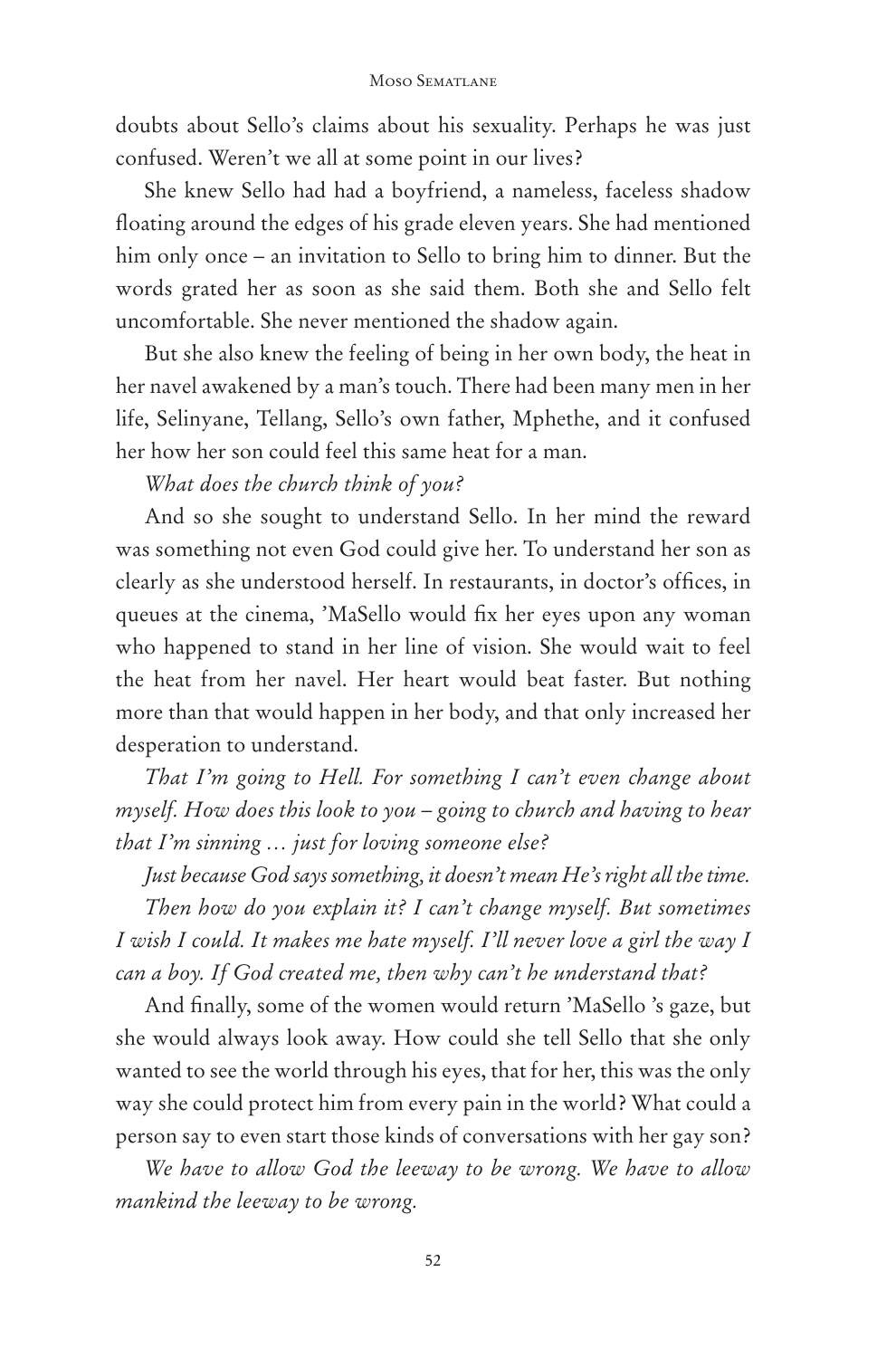doubts about Sello's claims about his sexuality. Perhaps he was just confused. Weren't we all at some point in our lives?

She knew Sello had had a boyfriend, a nameless, faceless shadow floating around the edges of his grade eleven years. She had mentioned him only once – an invitation to Sello to bring him to dinner. But the words grated her as soon as she said them. Both she and Sello felt uncomfortable. She never mentioned the shadow again.

But she also knew the feeling of being in her own body, the heat in her navel awakened by a man's touch. There had been many men in her life, Selinyane, Tellang, Sello's own father, Mphethe, and it confused her how her son could feel this same heat for a man.

*What does the church think of you?*

And so she sought to understand Sello. In her mind the reward was something not even God could give her. To understand her son as clearly as she understood herself. In restaurants, in doctor's offices, in queues at the cinema, 'MaSello would fix her eyes upon any woman who happened to stand in her line of vision. She would wait to feel the heat from her navel. Her heart would beat faster. But nothing more than that would happen in her body, and that only increased her desperation to understand.

*That I'm going to Hell. For something I can't even change about myself. How does this look to you – going to church and having to hear that I'm sinning … just for loving someone else?*

*Just because God says something, it doesn't mean He's right all the time.*

*Then how do you explain it? I can't change myself. But sometimes I wish I could. It makes me hate myself. I'll never love a girl the way I can a boy. If God created me, then why can't he understand that?*

And finally, some of the women would return 'MaSello 's gaze, but she would always look away. How could she tell Sello that she only wanted to see the world through his eyes, that for her, this was the only way she could protect him from every pain in the world? What could a person say to even start those kinds of conversations with her gay son?

*We have to allow God the leeway to be wrong. We have to allow mankind the leeway to be wrong.*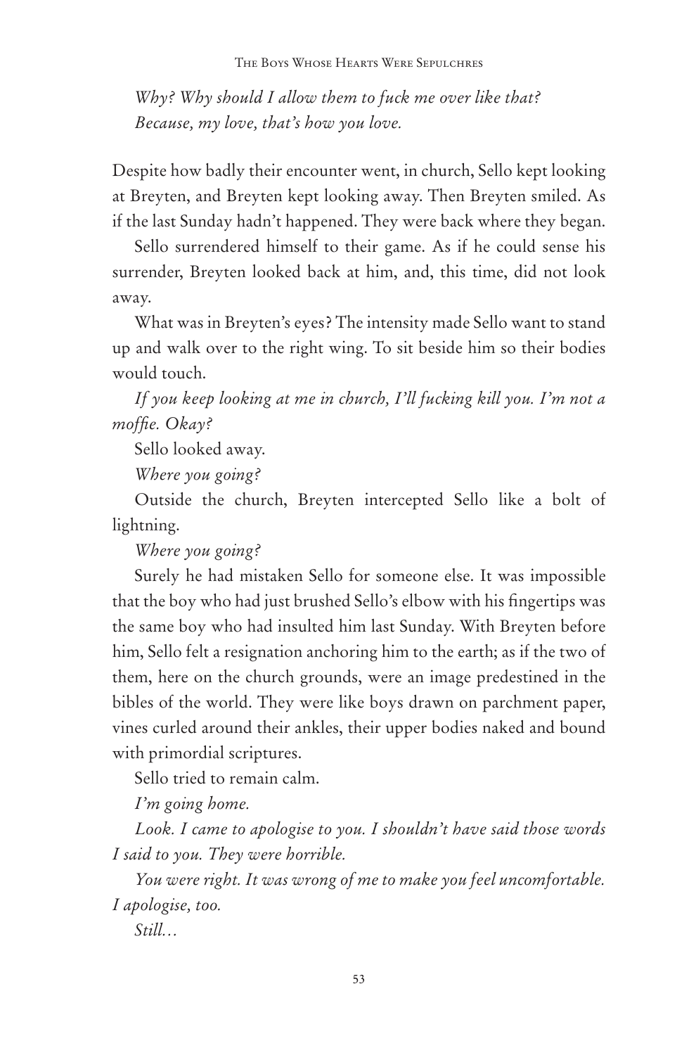*Why? Why should I allow them to fuck me over like that?*
*Because, my love, that's how you love.*

Despite how badly their encounter went, in church, Sello kept looking at Breyten, and Breyten kept looking away. Then Breyten smiled. As if the last Sunday hadn't happened. They were back where they began.

Sello surrendered himself to their game. As if he could sense his surrender, Breyten looked back at him, and, this time, did not look away.

What was in Breyten's eyes? The intensity made Sello want to stand up and walk over to the right wing. To sit beside him so their bodies would touch.

*If you keep looking at me in church, I'll fucking kill you. I'm not a moffie. Okay?*

Sello looked away.

*Where you going?*

Outside the church, Breyten intercepted Sello like a bolt of lightning.

*Where you going?*

Surely he had mistaken Sello for someone else. It was impossible that the boy who had just brushed Sello's elbow with his fingertips was the same boy who had insulted him last Sunday. With Breyten before him, Sello felt a resignation anchoring him to the earth; as if the two of them, here on the church grounds, were an image predestined in the bibles of the world. They were like boys drawn on parchment paper, vines curled around their ankles, their upper bodies naked and bound with primordial scriptures.

Sello tried to remain calm.

*I'm going home.*

*Look. I came to apologise to you. I shouldn't have said those words I said to you. They were horrible.*

*You were right. It was wrong of me to make you feel uncomfortable. I apologise, too.*

*Still…*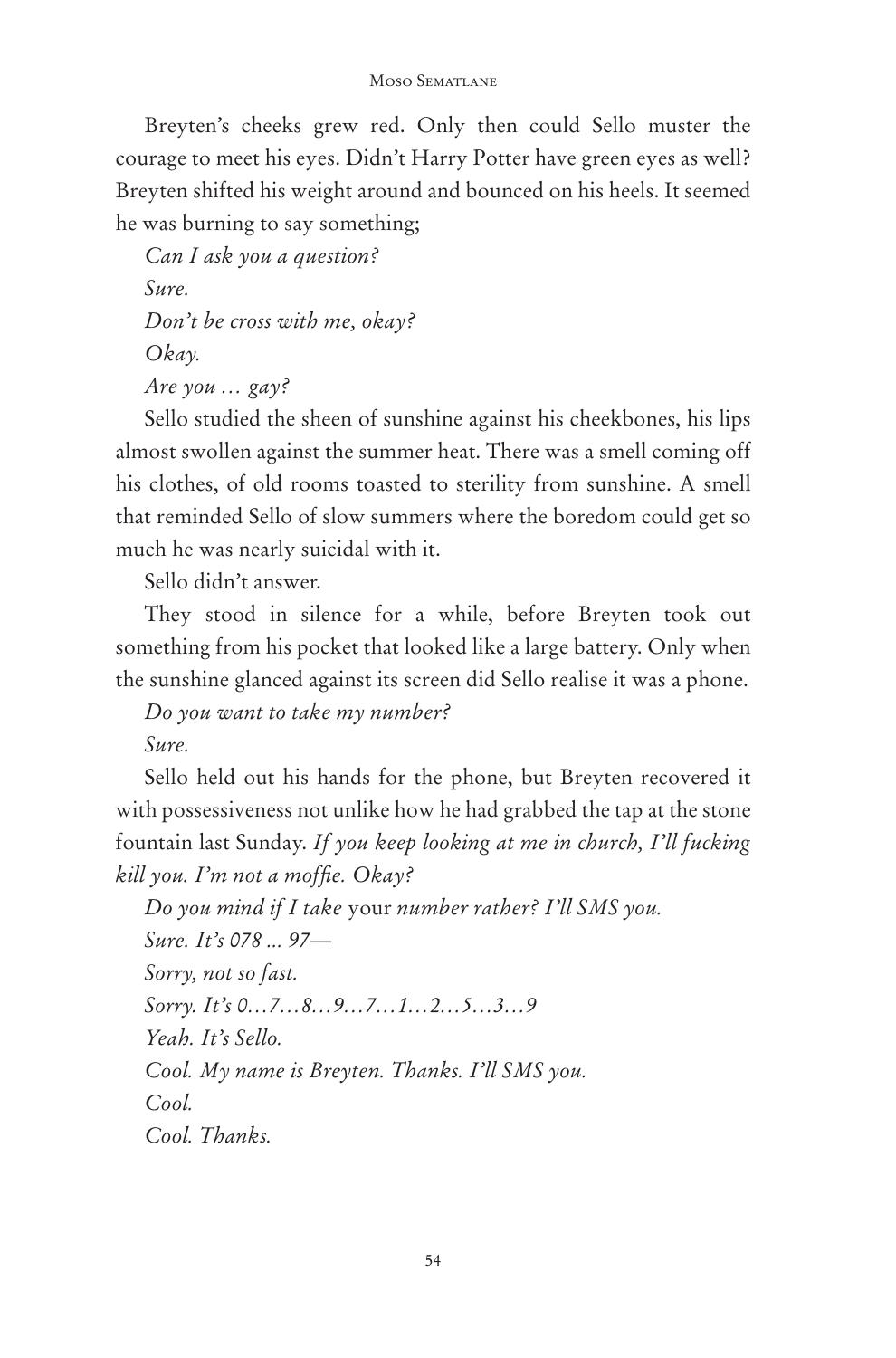Breyten's cheeks grew red. Only then could Sello muster the courage to meet his eyes. Didn't Harry Potter have green eyes as well? Breyten shifted his weight around and bounced on his heels. It seemed he was burning to say something;

*Can I ask you a question?*

*Sure.*

*Don't be cross with me, okay?*

*Okay.*

*Are you … gay?*

Sello studied the sheen of sunshine against his cheekbones, his lips almost swollen against the summer heat. There was a smell coming off his clothes, of old rooms toasted to sterility from sunshine. A smell that reminded Sello of slow summers where the boredom could get so much he was nearly suicidal with it.

Sello didn't answer.

They stood in silence for a while, before Breyten took out something from his pocket that looked like a large battery. Only when the sunshine glanced against its screen did Sello realise it was a phone.

*Do you want to take my number?*

*Sure.*

Sello held out his hands for the phone, but Breyten recovered it with possessiveness not unlike how he had grabbed the tap at the stone fountain last Sunday. *If you keep looking at me in church, I'll fucking kill you. I'm not a moffie. Okay?*

*Do you mind if I take* your *number rather? I'll SMS you.*

*Sure. It's 078 ... 97—*

*Sorry, not so fast.*

*Sorry. It's 0…7…8…9…7…1…2…5…3…9*

*Yeah. It's Sello.*

*Cool. My name is Breyten. Thanks. I'll SMS you.*

*Cool.*

*Cool. Thanks.*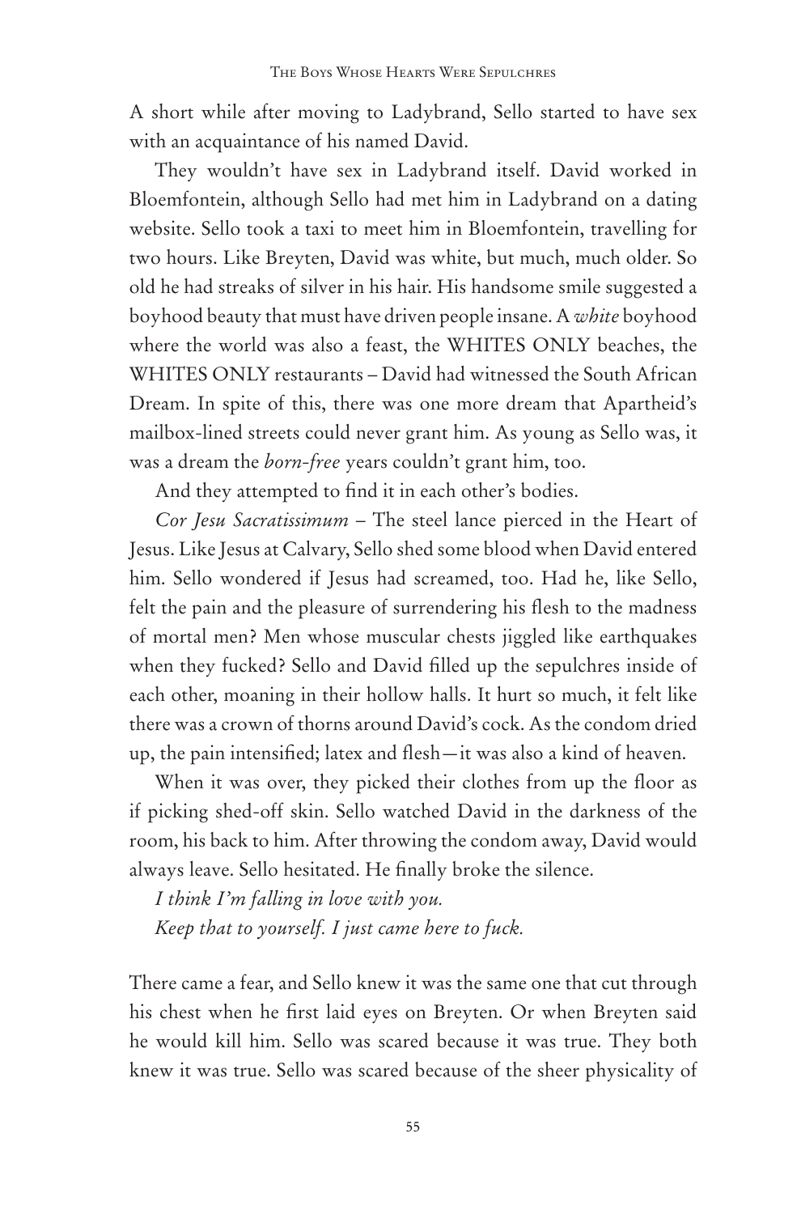A short while after moving to Ladybrand, Sello started to have sex with an acquaintance of his named David.

They wouldn't have sex in Ladybrand itself. David worked in Bloemfontein, although Sello had met him in Ladybrand on a dating website. Sello took a taxi to meet him in Bloemfontein, travelling for two hours. Like Breyten, David was white, but much, much older. So old he had streaks of silver in his hair. His handsome smile suggested a boyhood beauty that must have driven people insane. A *white* boyhood where the world was also a feast, the WHITES ONLY beaches, the WHITES ONLY restaurants – David had witnessed the South African Dream. In spite of this, there was one more dream that Apartheid's mailbox-lined streets could never grant him. As young as Sello was, it was a dream the *born-free* years couldn't grant him, too.

And they attempted to find it in each other's bodies.

*Cor Jesu Sacratissimum* – The steel lance pierced in the Heart of Jesus. Like Jesus at Calvary, Sello shed some blood when David entered him. Sello wondered if Jesus had screamed, too. Had he, like Sello, felt the pain and the pleasure of surrendering his flesh to the madness of mortal men? Men whose muscular chests jiggled like earthquakes when they fucked? Sello and David filled up the sepulchres inside of each other, moaning in their hollow halls. It hurt so much, it felt like there was a crown of thorns around David's cock. As the condom dried up, the pain intensified; latex and flesh—it was also a kind of heaven.

When it was over, they picked their clothes from up the floor as if picking shed-off skin. Sello watched David in the darkness of the room, his back to him. After throwing the condom away, David would always leave. Sello hesitated. He finally broke the silence.

*I think I'm falling in love with you.*

*Keep that to yourself. I just came here to fuck.*

There came a fear, and Sello knew it was the same one that cut through his chest when he first laid eyes on Breyten. Or when Breyten said he would kill him. Sello was scared because it was true. They both knew it was true. Sello was scared because of the sheer physicality of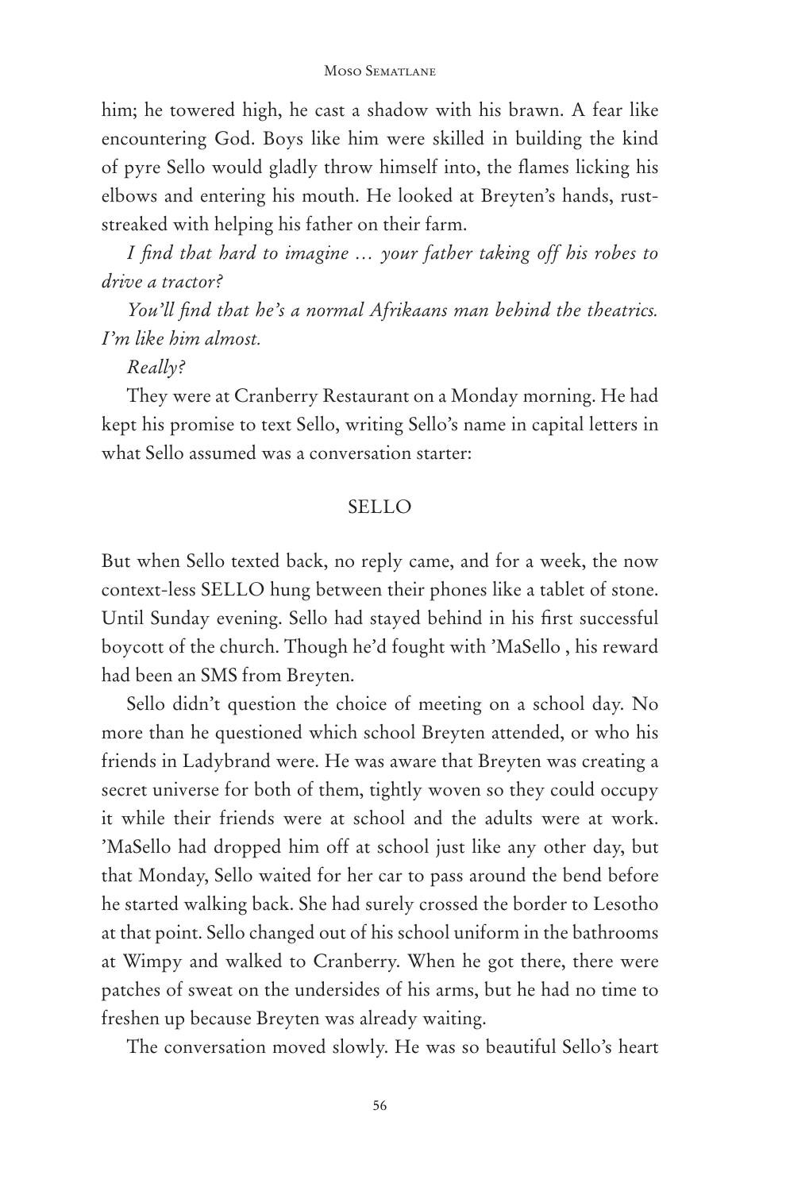him; he towered high, he cast a shadow with his brawn. A fear like encountering God. Boys like him were skilled in building the kind of pyre Sello would gladly throw himself into, the flames licking his elbows and entering his mouth. He looked at Breyten's hands, rust-streaked with helping his father on their farm.

*I find that hard to imagine … your father taking off his robes to drive a tractor?*

*You'll find that he's a normal Afrikaans man behind the theatrics. I'm like him almost.*

*Really?*

They were at Cranberry Restaurant on a Monday morning. He had kept his promise to text Sello, writing Sello's name in capital letters in what Sello assumed was a conversation starter:

SELLO

But when Sello texted back, no reply came, and for a week, the now context-less SELLO hung between their phones like a tablet of stone. Until Sunday evening. Sello had stayed behind in his first successful boycott of the church. Though he'd fought with 'MaSello , his reward had been an SMS from Breyten.

Sello didn't question the choice of meeting on a school day. No more than he questioned which school Breyten attended, or who his friends in Ladybrand were. He was aware that Breyten was creating a secret universe for both of them, tightly woven so they could occupy it while their friends were at school and the adults were at work. 'MaSello had dropped him off at school just like any other day, but that Monday, Sello waited for her car to pass around the bend before he started walking back. She had surely crossed the border to Lesotho at that point. Sello changed out of his school uniform in the bathrooms at Wimpy and walked to Cranberry. When he got there, there were patches of sweat on the undersides of his arms, but he had no time to freshen up because Breyten was already waiting.

The conversation moved slowly. He was so beautiful Sello's heart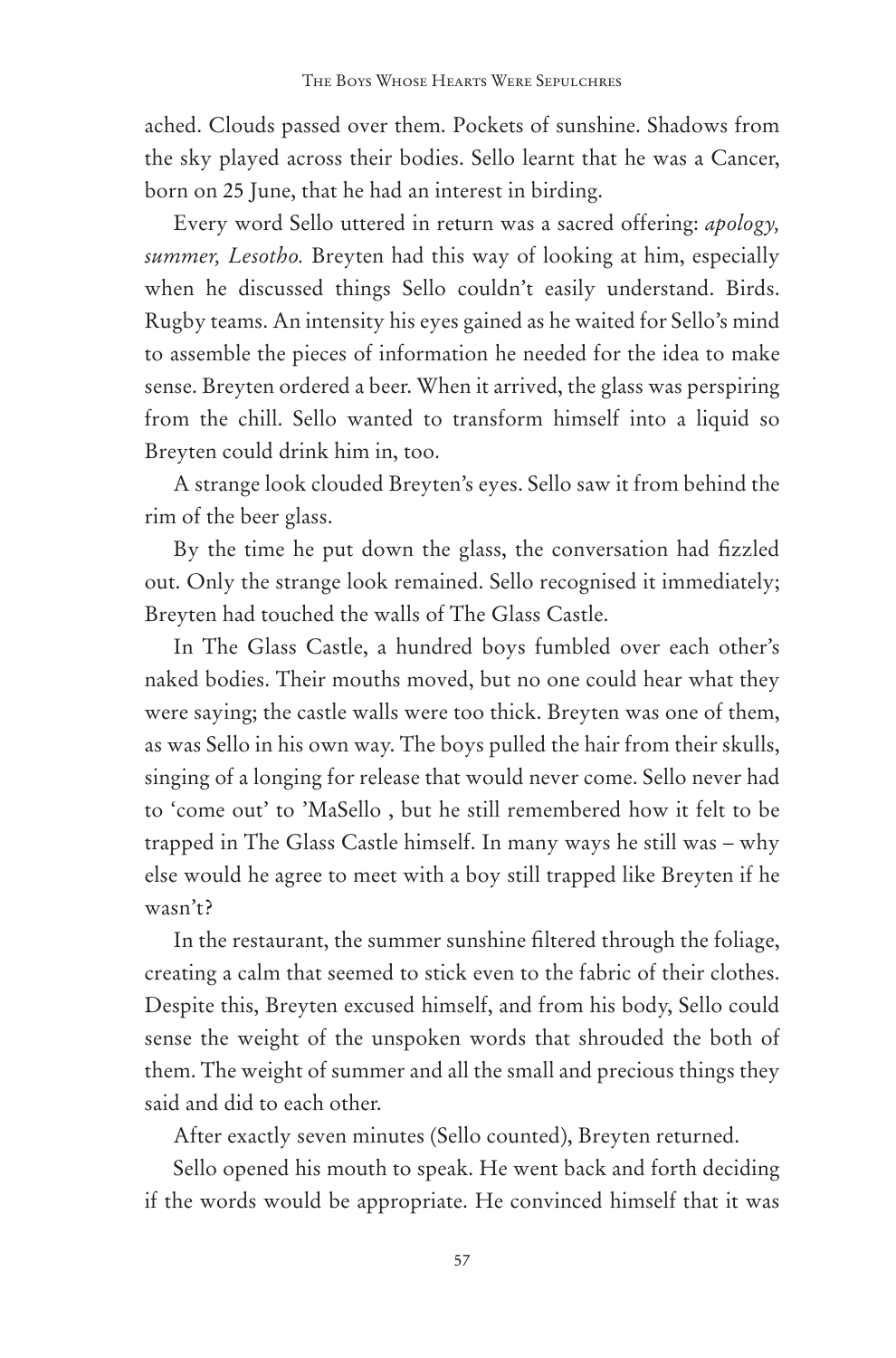ached. Clouds passed over them. Pockets of sunshine. Shadows from the sky played across their bodies. Sello learnt that he was a Cancer, born on 25 June, that he had an interest in birding.

Every word Sello uttered in return was a sacred offering: *apology, summer, Lesotho.* Breyten had this way of looking at him, especially when he discussed things Sello couldn't easily understand. Birds. Rugby teams. An intensity his eyes gained as he waited for Sello's mind to assemble the pieces of information he needed for the idea to make sense. Breyten ordered a beer. When it arrived, the glass was perspiring from the chill. Sello wanted to transform himself into a liquid so Breyten could drink him in, too.

A strange look clouded Breyten's eyes. Sello saw it from behind the rim of the beer glass.

By the time he put down the glass, the conversation had fizzled out. Only the strange look remained. Sello recognised it immediately; Breyten had touched the walls of The Glass Castle.

In The Glass Castle, a hundred boys fumbled over each other's naked bodies. Their mouths moved, but no one could hear what they were saying; the castle walls were too thick. Breyten was one of them, as was Sello in his own way. The boys pulled the hair from their skulls, singing of a longing for release that would never come. Sello never had to 'come out' to 'MaSello , but he still remembered how it felt to be trapped in The Glass Castle himself. In many ways he still was – why else would he agree to meet with a boy still trapped like Breyten if he wasn't?

In the restaurant, the summer sunshine filtered through the foliage, creating a calm that seemed to stick even to the fabric of their clothes. Despite this, Breyten excused himself, and from his body, Sello could sense the weight of the unspoken words that shrouded the both of them. The weight of summer and all the small and precious things they said and did to each other.

After exactly seven minutes (Sello counted), Breyten returned.

Sello opened his mouth to speak. He went back and forth deciding if the words would be appropriate. He convinced himself that it was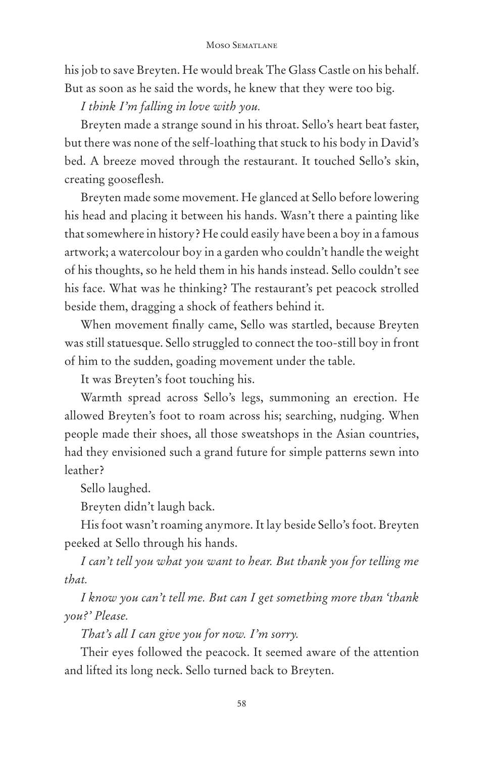his job to save Breyten. He would break The Glass Castle on his behalf. But as soon as he said the words, he knew that they were too big.

*I think I'm falling in love with you.*

Breyten made a strange sound in his throat. Sello's heart beat faster, but there was none of the self-loathing that stuck to his body in David's bed. A breeze moved through the restaurant. It touched Sello's skin, creating gooseflesh.

Breyten made some movement. He glanced at Sello before lowering his head and placing it between his hands. Wasn't there a painting like that somewhere in history? He could easily have been a boy in a famous artwork; a watercolour boy in a garden who couldn't handle the weight of his thoughts, so he held them in his hands instead. Sello couldn't see his face. What was he thinking? The restaurant's pet peacock strolled beside them, dragging a shock of feathers behind it.

When movement finally came, Sello was startled, because Breyten was still statuesque. Sello struggled to connect the too-still boy in front of him to the sudden, goading movement under the table.

It was Breyten's foot touching his.

Warmth spread across Sello's legs, summoning an erection. He allowed Breyten's foot to roam across his; searching, nudging. When people made their shoes, all those sweatshops in the Asian countries, had they envisioned such a grand future for simple patterns sewn into leather?

Sello laughed.

Breyten didn't laugh back.

His foot wasn't roaming anymore. It lay beside Sello's foot. Breyten peeked at Sello through his hands.

*I can't tell you what you want to hear. But thank you for telling me that.*

*I know you can't tell me. But can I get something more than 'thank you?' Please.*

*That's all I can give you for now. I'm sorry.*

Their eyes followed the peacock. It seemed aware of the attention and lifted its long neck. Sello turned back to Breyten.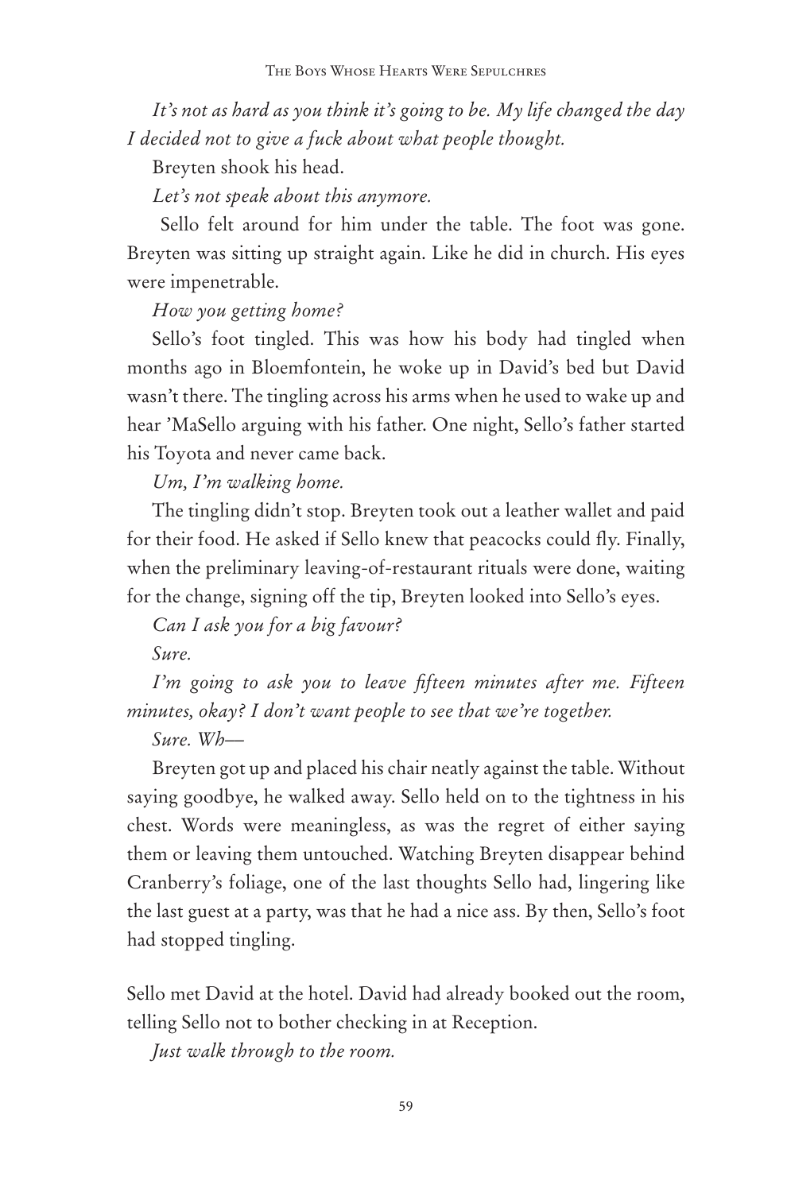*It's not as hard as you think it's going to be. My life changed the day I decided not to give a fuck about what people thought.*

Breyten shook his head.

*Let's not speak about this anymore.*

Sello felt around for him under the table. The foot was gone. Breyten was sitting up straight again. Like he did in church. His eyes were impenetrable.

*How you getting home?*

Sello's foot tingled. This was how his body had tingled when months ago in Bloemfontein, he woke up in David's bed but David wasn't there. The tingling across his arms when he used to wake up and hear 'MaSello arguing with his father. One night, Sello's father started his Toyota and never came back.

*Um, I'm walking home.*

The tingling didn't stop. Breyten took out a leather wallet and paid for their food. He asked if Sello knew that peacocks could fly. Finally, when the preliminary leaving-of-restaurant rituals were done, waiting for the change, signing off the tip, Breyten looked into Sello's eyes.

*Can I ask you for a big favour?*

*Sure.*

*I'm going to ask you to leave fifteen minutes after me. Fifteen minutes, okay? I don't want people to see that we're together.*

*Sure. Wh—*

Breyten got up and placed his chair neatly against the table. Without saying goodbye, he walked away. Sello held on to the tightness in his chest. Words were meaningless, as was the regret of either saying them or leaving them untouched. Watching Breyten disappear behind Cranberry's foliage, one of the last thoughts Sello had, lingering like the last guest at a party, was that he had a nice ass. By then, Sello's foot had stopped tingling.

Sello met David at the hotel. David had already booked out the room, telling Sello not to bother checking in at Reception.

*Just walk through to the room.*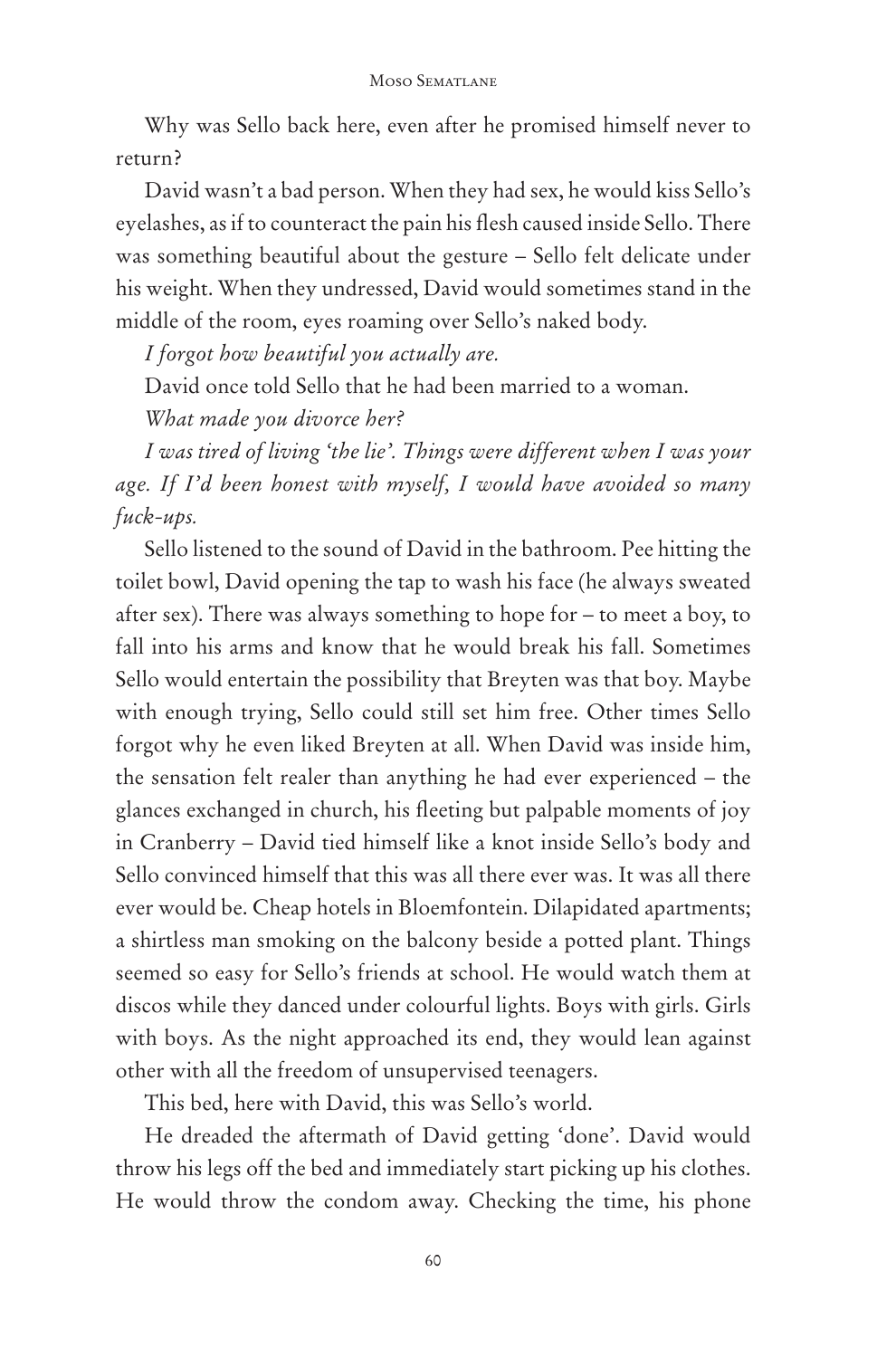Why was Sello back here, even after he promised himself never to return?

David wasn't a bad person. When they had sex, he would kiss Sello's eyelashes, as if to counteract the pain his flesh caused inside Sello. There was something beautiful about the gesture – Sello felt delicate under his weight. When they undressed, David would sometimes stand in the middle of the room, eyes roaming over Sello's naked body.

*I forgot how beautiful you actually are.*

David once told Sello that he had been married to a woman.

*What made you divorce her?*

*I was tired of living 'the lie'. Things were different when I was your age. If I'd been honest with myself, I would have avoided so many fuck-ups.*

Sello listened to the sound of David in the bathroom. Pee hitting the toilet bowl, David opening the tap to wash his face (he always sweated after sex). There was always something to hope for – to meet a boy, to fall into his arms and know that he would break his fall. Sometimes Sello would entertain the possibility that Breyten was that boy. Maybe with enough trying, Sello could still set him free. Other times Sello forgot why he even liked Breyten at all. When David was inside him, the sensation felt realer than anything he had ever experienced – the glances exchanged in church, his fleeting but palpable moments of joy in Cranberry – David tied himself like a knot inside Sello's body and Sello convinced himself that this was all there ever was. It was all there ever would be. Cheap hotels in Bloemfontein. Dilapidated apartments; a shirtless man smoking on the balcony beside a potted plant. Things seemed so easy for Sello's friends at school. He would watch them at discos while they danced under colourful lights. Boys with girls. Girls with boys. As the night approached its end, they would lean against other with all the freedom of unsupervised teenagers.

This bed, here with David, this was Sello's world.

He dreaded the aftermath of David getting 'done'. David would throw his legs off the bed and immediately start picking up his clothes. He would throw the condom away. Checking the time, his phone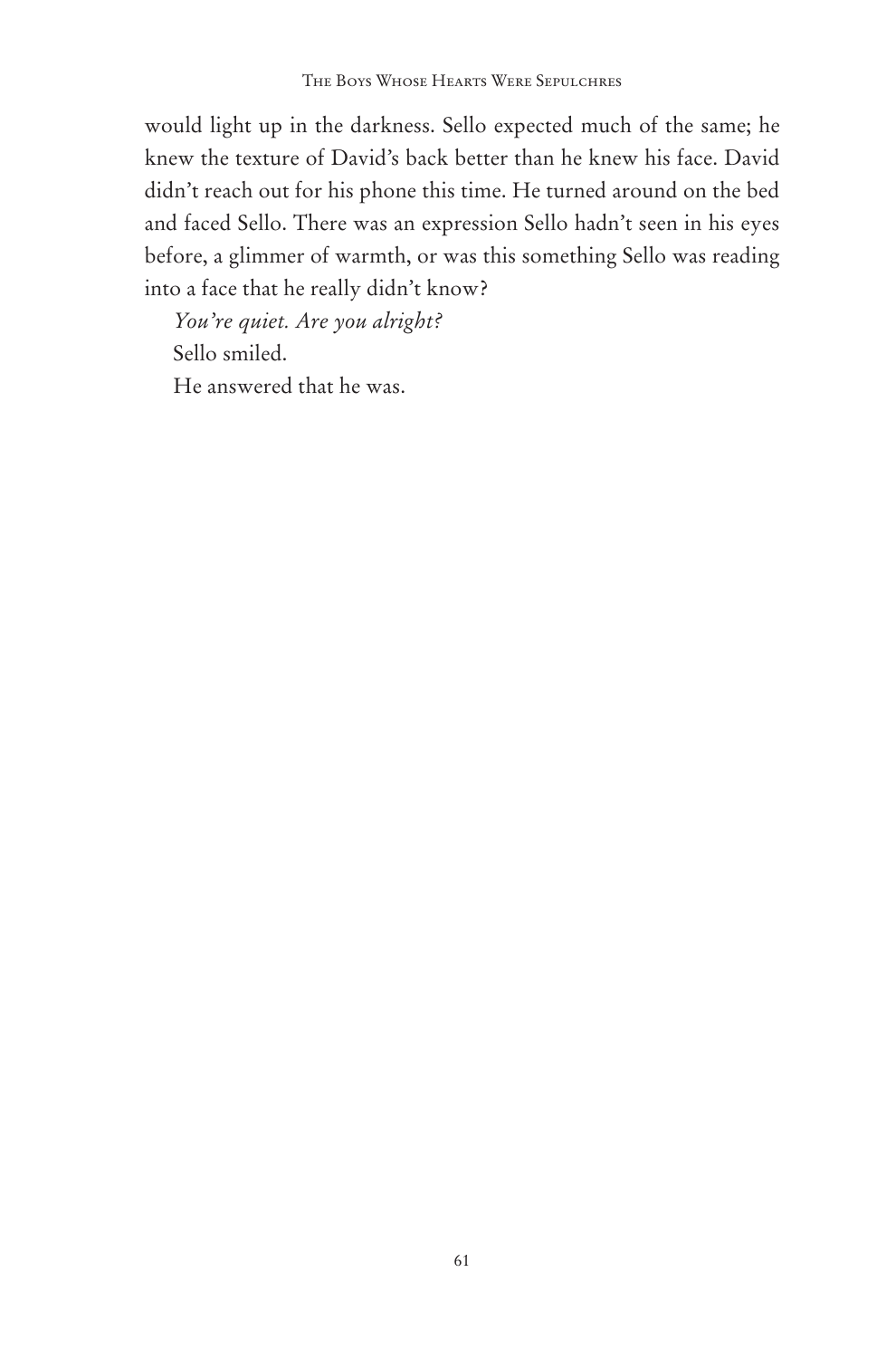would light up in the darkness. Sello expected much of the same; he knew the texture of David's back better than he knew his face. David didn't reach out for his phone this time. He turned around on the bed and faced Sello. There was an expression Sello hadn't seen in his eyes before, a glimmer of warmth, or was this something Sello was reading into a face that he really didn't know?

*You're quiet. Are you alright?*

Sello smiled.

He answered that he was.